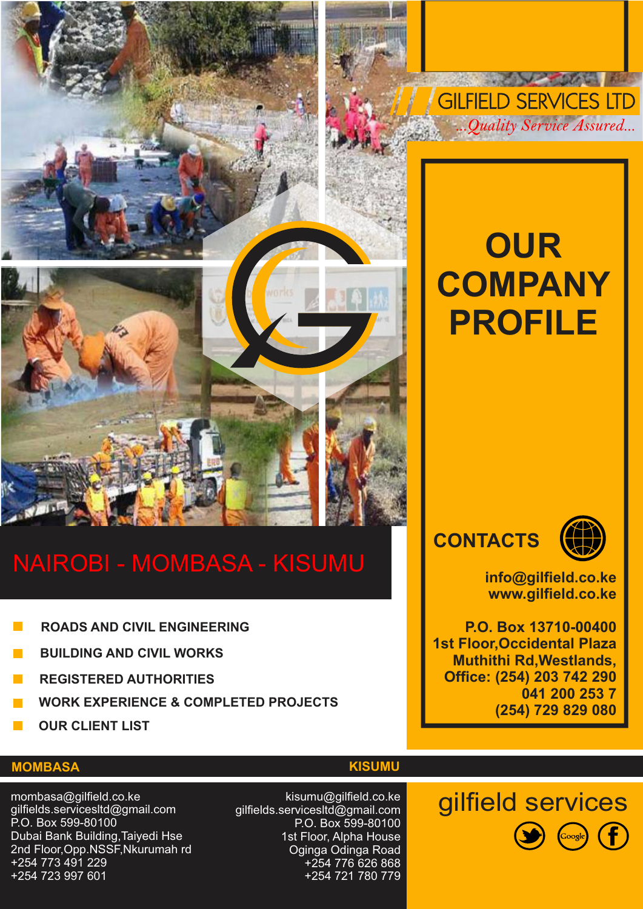# GILFIELD SERVICES LTD

*...Quality Service Assured...*

# OUR COMPANY PROFILE

## NAIROBI - MOMBASA - KISUMU

- ROADS AND CIVIL ENGINEERING
- BUILDING AND CIVIL WORKS
- REGISTERED AUTHORITIES
- WORK EXPERIENCE & COMPLETED PROJECTS
- OUR CLIENT LIST

## CONTACTS

**info@gilfield.co.ke**
**www.gilfield.co.ke**

**P.O. Box 13710-00400**
**1st Floor,Occidental Plaza**
**Muthithi Rd,Westlands,**
**Office: (254) 203 742 290**
**041 200 253 7**
**(254) 729 829 080**

### MOMBASA

mombasa@gilfield.co.ke
gilfields.servicesltd@gmail.com
P.O. Box 599-80100
Dubai Bank Building,Taiyedi Hse
2nd Floor,Opp.NSSF,Nkurumah rd
+254 773 491 229
+254 723 997 601

### KISUMU

kisumu@gilfield.co.ke
gilfields.servicesltd@gmail.com
P.O. Box 599-80100
1st Floor, Alpha House
Oginga Odinga Road
+254 776 626 868
+254 721 780 779

gilfield services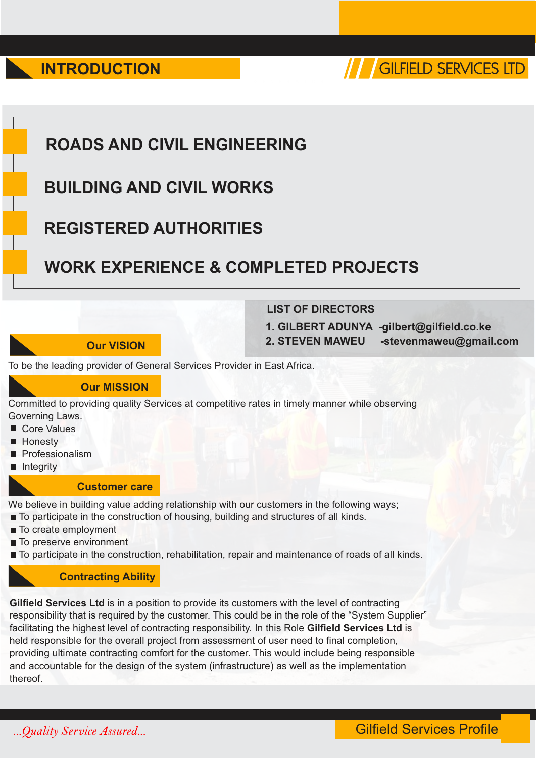# INTRODUCTION

GILFIELD SERVICES LTD

## ROADS AND CIVIL ENGINEERING

## BUILDING AND CIVIL WORKS

## REGISTERED AUTHORITIES

## WORK EXPERIENCE & COMPLETED PROJECTS

**LIST OF DIRECTORS**

1. **GILBERT ADUNYA -gilbert@gilfield.co.ke**
2. **STEVEN MAWEU -stevenmaweu@gmail.com**

## Our VISION

To be the leading provider of General Services Provider in East Africa.

## Our MISSION

Committed to providing quality Services at competitive rates in timely manner while observing Governing Laws.

- Core Values
- Honesty
- Professionalism
- Integrity

## Customer care

We believe in building value adding relationship with our customers in the following ways;

- To participate in the construction of housing, building and structures of all kinds.
- To create employment
- To preserve environment
- To participate in the construction, rehabilitation, repair and maintenance of roads of all kinds.

## Contracting Ability

**Gilfield Services Ltd** is in a position to provide its customers with the level of contracting responsibility that is required by the customer. This could be in the role of the "System Supplier" facilitating the highest level of contracting responsibility. In this Role **Gilfield Services Ltd** is held responsible for the overall project from assessment of user need to final completion, providing ultimate contracting comfort for the customer. This would include being responsible and accountable for the design of the system (infrastructure) as well as the implementation thereof.

*...Quality Service Assured...*

Gilfield Services Profile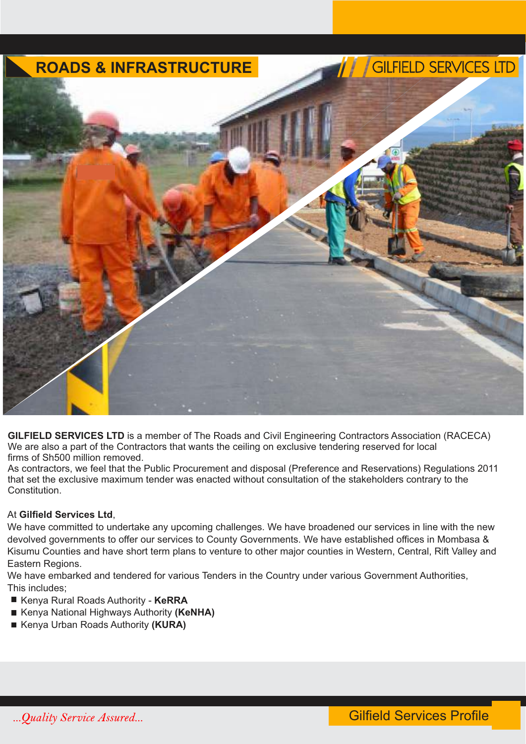# ROADS & INFRASTRUCTURE

**GILFIELD SERVICES LTD** is a member of The Roads and Civil Engineering Contractors Association (RACECA) We are also a part of the Contractors that wants the ceiling on exclusive tendering reserved for local firms of Sh500 million removed.
As contractors, we feel that the Public Procurement and disposal (Preference and Reservations) Regulations 2011 that set the exclusive maximum tender was enacted without consultation of the stakeholders contrary to the Constitution.

At **Gilfield Services Ltd**,
We have committed to undertake any upcoming challenges. We have broadened our services in line with the new devolved governments to offer our services to County Governments. We have established offices in Mombasa & Kisumu Counties and have short term plans to venture to other major counties in Western, Central, Rift Valley and Eastern Regions.
We have embarked and tendered for various Tenders in the Country under various Government Authorities,
This includes;

- Kenya Rural Roads Authority - **KeRRA**
- Kenya National Highways Authority **(KeNHA)**
- Kenya Urban Roads Authority **(KURA)**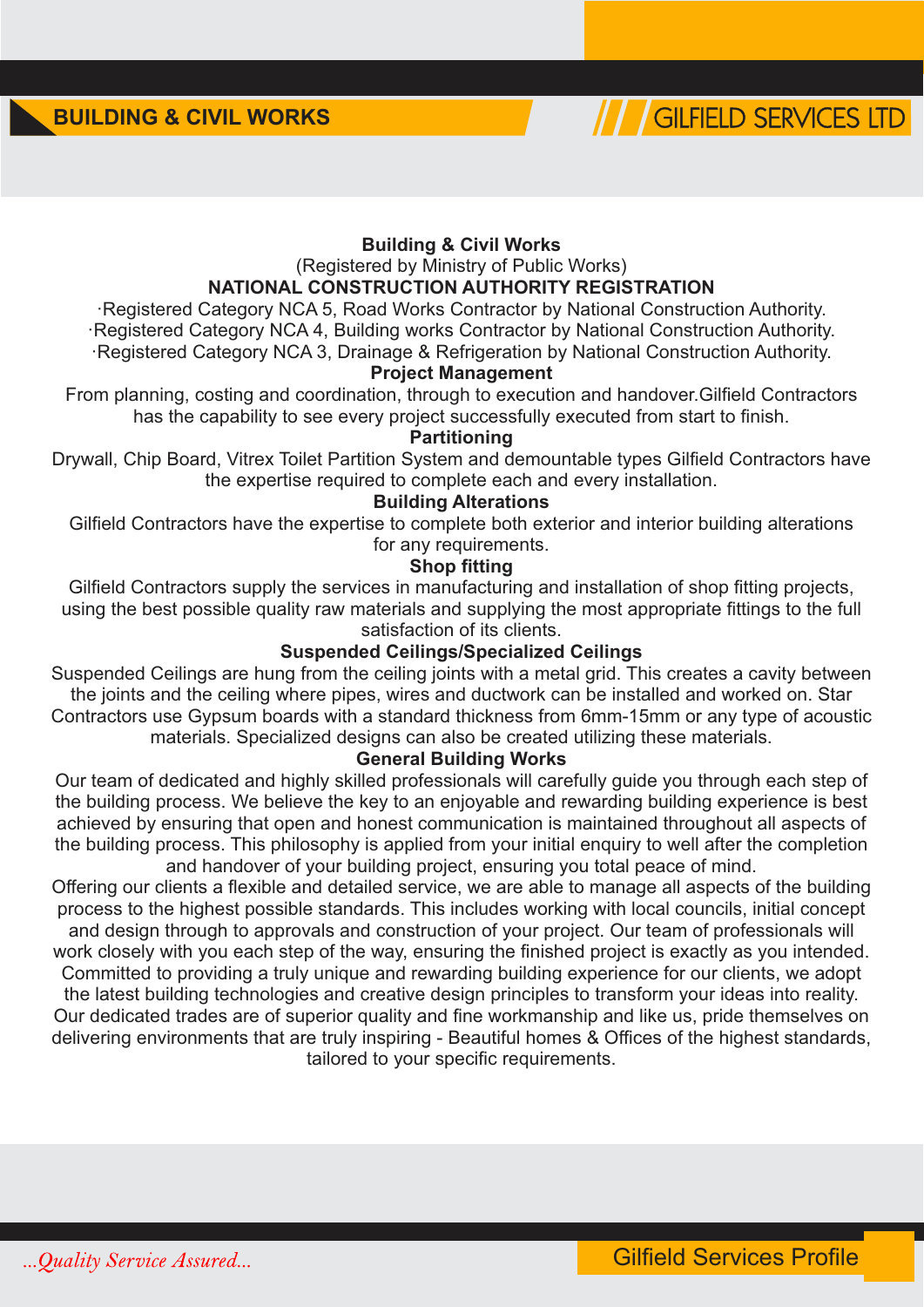# Building & Civil Works

(Registered by Ministry of Public Works)

## NATIONAL CONSTRUCTION AUTHORITY REGISTRATION

·Registered Category NCA 5, Road Works Contractor by National Construction Authority.
·Registered Category NCA 4, Building works Contractor by National Construction Authority.
·Registered Category NCA 3, Drainage & Refrigeration by National Construction Authority.

## Project Management

From planning, costing and coordination, through to execution and handover.Gilfield Contractors has the capability to see every project successfully executed from start to finish.

## Partitioning

Drywall, Chip Board, Vitrex Toilet Partition System and demountable types Gilfield Contractors have the expertise required to complete each and every installation.

## Building Alterations

Gilfield Contractors have the expertise to complete both exterior and interior building alterations for any requirements.

## Shop fitting

Gilfield Contractors supply the services in manufacturing and installation of shop fitting projects, using the best possible quality raw materials and supplying the most appropriate fittings to the full satisfaction of its clients.

## Suspended Ceilings/Specialized Ceilings

Suspended Ceilings are hung from the ceiling joints with a metal grid. This creates a cavity between the joints and the ceiling where pipes, wires and ductwork can be installed and worked on. Star Contractors use Gypsum boards with a standard thickness from 6mm-15mm or any type of acoustic materials. Specialized designs can also be created utilizing these materials.

## General Building Works

Our team of dedicated and highly skilled professionals will carefully guide you through each step of the building process. We believe the key to an enjoyable and rewarding building experience is best achieved by ensuring that open and honest communication is maintained throughout all aspects of the building process. This philosophy is applied from your initial enquiry to well after the completion and handover of your building project, ensuring you total peace of mind.

Offering our clients a flexible and detailed service, we are able to manage all aspects of the building process to the highest possible standards. This includes working with local councils, initial concept and design through to approvals and construction of your project. Our team of professionals will work closely with you each step of the way, ensuring the finished project is exactly as you intended.

Committed to providing a truly unique and rewarding building experience for our clients, we adopt the latest building technologies and creative design principles to transform your ideas into reality.

Our dedicated trades are of superior quality and fine workmanship and like us, pride themselves on delivering environments that are truly inspiring - Beautiful homes & Offices of the highest standards, tailored to your specific requirements.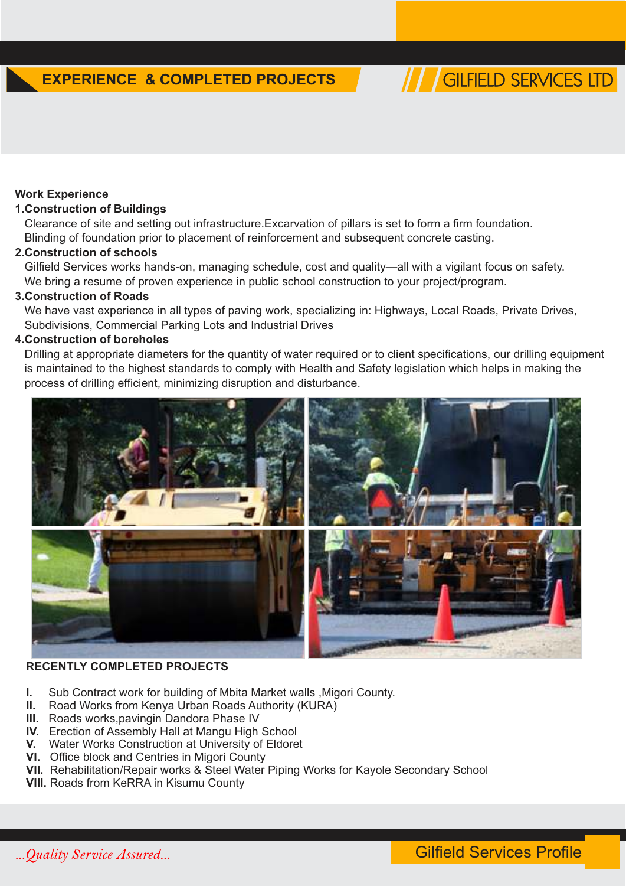## EXPERIENCE & COMPLETED PROJECTS

GILFIELD SERVICES LTD

**Work Experience**

**1.Construction of Buildings**

Clearance of site and setting out infrastructure.Excarvation of pillars is set to form a firm foundation. Blinding of foundation prior to placement of reinforcement and subsequent concrete casting.

**2.Construction of schools**

Gilfield Services works hands-on, managing schedule, cost and quality—all with a vigilant focus on safety. We bring a resume of proven experience in public school construction to your project/program.

**3.Construction of Roads**

We have vast experience in all types of paving work, specializing in: Highways, Local Roads, Private Drives, Subdivisions, Commercial Parking Lots and Industrial Drives

**4.Construction of boreholes**

Drilling at appropriate diameters for the quantity of water required or to client specifications, our drilling equipment is maintained to the highest standards to comply with Health and Safety legislation which helps in making the process of drilling efficient, minimizing disruption and disturbance.

**RECENTLY COMPLETED PROJECTS**

**I.** Sub Contract work for building of Mbita Market walls ,Migori County.
**II.** Road Works from Kenya Urban Roads Authority (KURA)
**III.** Roads works,pavingin Dandora Phase IV
**IV.** Erection of Assembly Hall at Mangu High School
**V.** Water Works Construction at University of Eldoret
**VI.** Office block and Centries in Migori County
**VII.** Rehabilitation/Repair works & Steel Water Piping Works for Kayole Secondary School
**VIII.** Roads from KeRRA in Kisumu County

*...Quality Service Assured...*

Gilfield Services Profile